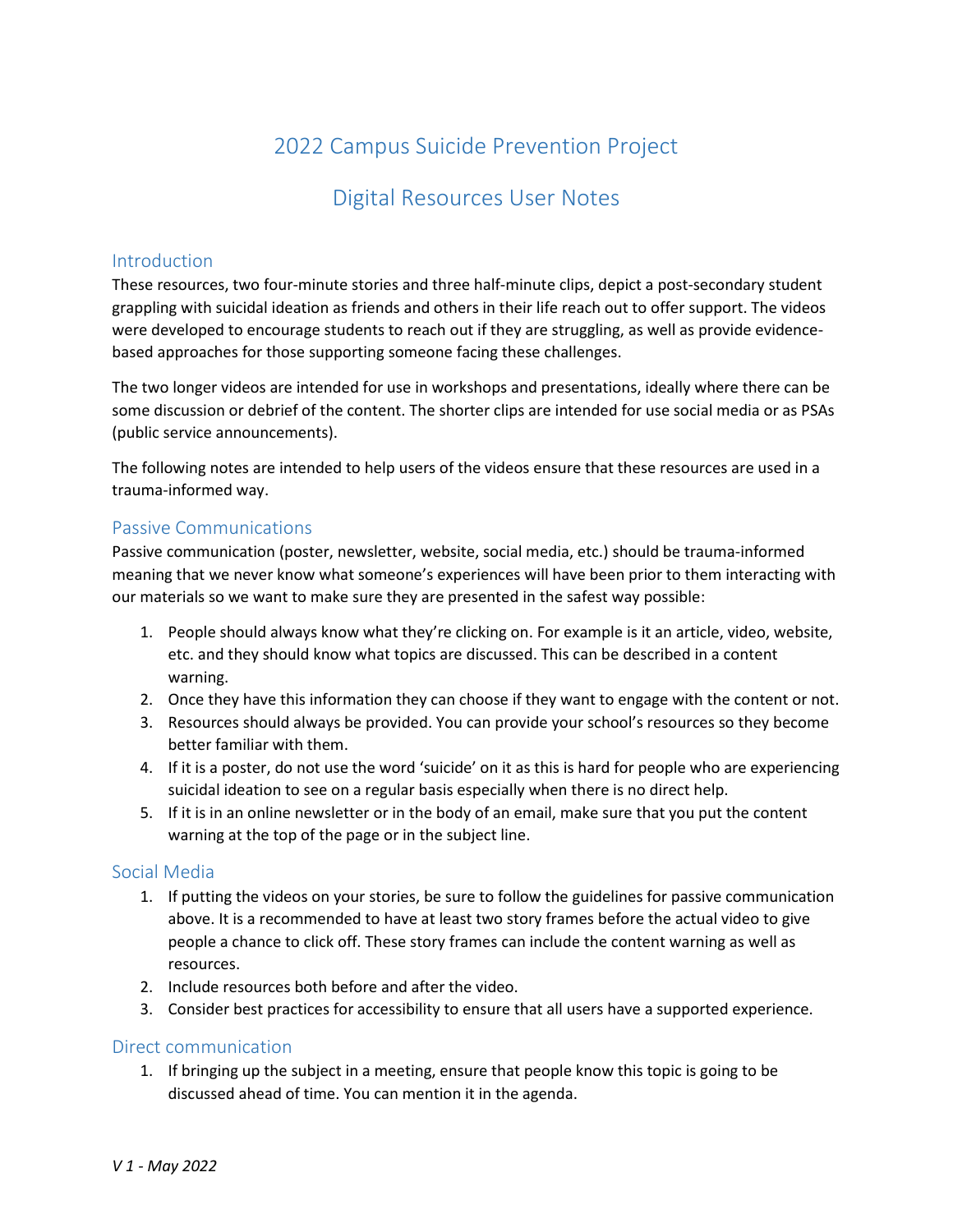# 2022 Campus Suicide Prevention Project

# Digital Resources User Notes

## Introduction

These resources, two four-minute stories and three half-minute clips, depict a post-secondary student grappling with suicidal ideation as friends and others in their life reach out to offer support. The videos were developed to encourage students to reach out if they are struggling, as well as provide evidence-based approaches for those supporting someone facing these challenges.

The two longer videos are intended for use in workshops and presentations, ideally where there can be some discussion or debrief of the content. The shorter clips are intended for use social media or as PSAs (public service announcements).

The following notes are intended to help users of the videos ensure that these resources are used in a trauma-informed way.

## Passive Communications

Passive communication (poster, newsletter, website, social media, etc.) should be trauma-informed meaning that we never know what someone's experiences will have been prior to them interacting with our materials so we want to make sure they are presented in the safest way possible:

1. People should always know what they're clicking on. For example is it an article, video, website, etc. and they should know what topics are discussed. This can be described in a content warning.
2. Once they have this information they can choose if they want to engage with the content or not.
3. Resources should always be provided. You can provide your school's resources so they become better familiar with them.
4. If it is a poster, do not use the word 'suicide' on it as this is hard for people who are experiencing suicidal ideation to see on a regular basis especially when there is no direct help.
5. If it is in an online newsletter or in the body of an email, make sure that you put the content warning at the top of the page or in the subject line.

## Social Media

1. If putting the videos on your stories, be sure to follow the guidelines for passive communication above. It is a recommended to have at least two story frames before the actual video to give people a chance to click off. These story frames can include the content warning as well as resources.
2. Include resources both before and after the video.
3. Consider best practices for accessibility to ensure that all users have a supported experience.

## Direct communication

1. If bringing up the subject in a meeting, ensure that people know this topic is going to be discussed ahead of time. You can mention it in the agenda.

*V 1 - May 2022*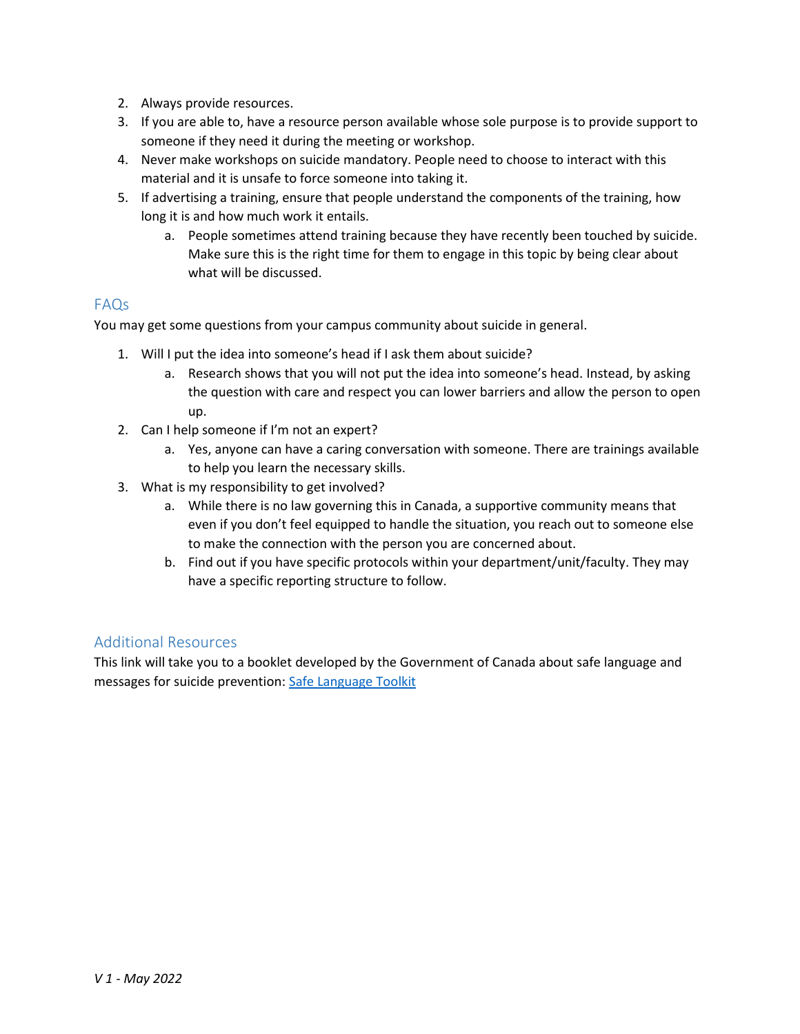2. Always provide resources.
3. If you are able to, have a resource person available whose sole purpose is to provide support to someone if they need it during the meeting or workshop.
4. Never make workshops on suicide mandatory. People need to choose to interact with this material and it is unsafe to force someone into taking it.
5. If advertising a training, ensure that people understand the components of the training, how long it is and how much work it entails.
    a. People sometimes attend training because they have recently been touched by suicide. Make sure this is the right time for them to engage in this topic by being clear about what will be discussed.

## FAQs

You may get some questions from your campus community about suicide in general.

1. Will I put the idea into someone's head if I ask them about suicide?
    a. Research shows that you will not put the idea into someone's head. Instead, by asking the question with care and respect you can lower barriers and allow the person to open up.
2. Can I help someone if I'm not an expert?
    a. Yes, anyone can have a caring conversation with someone. There are trainings available to help you learn the necessary skills.
3. What is my responsibility to get involved?
    a. While there is no law governing this in Canada, a supportive community means that even if you don't feel equipped to handle the situation, you reach out to someone else to make the connection with the person you are concerned about.
    b. Find out if you have specific protocols within your department/unit/faculty. They may have a specific reporting structure to follow.

## Additional Resources

This link will take you to a booklet developed by the Government of Canada about safe language and messages for suicide prevention: Safe Language Toolkit

*V 1 - May 2022*